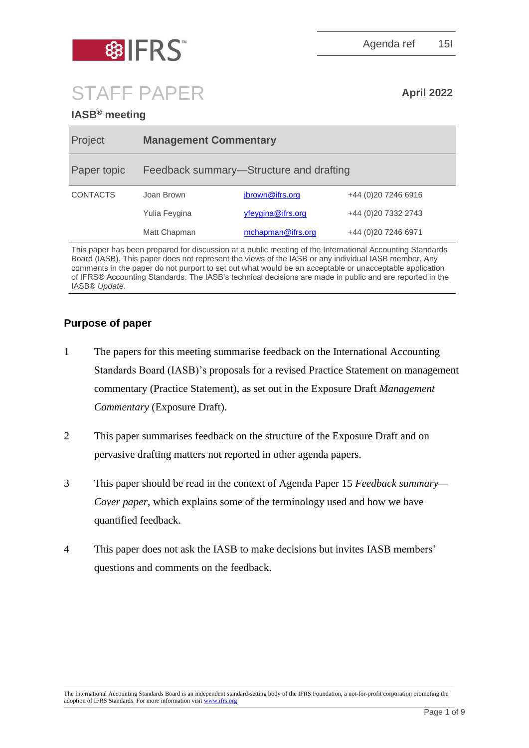IFRS

Agenda ref 15I

# STAFF PAPER

**April 2022**

**IASB® meeting**

| | | | |
|---|---|---|---|
| Project | **Management Commentary** | | |
| Paper topic | Feedback summary—Structure and drafting | | |
| CONTACTS | Joan Brown | jbrown@ifrs.org | +44 (0)20 7246 6916 |
| | Yulia Feygina | yfeygina@ifrs.org | +44 (0)20 7332 2743 |
| | Matt Chapman | mchapman@ifrs.org | +44 (0)20 7246 6971 |

This paper has been prepared for discussion at a public meeting of the International Accounting Standards Board (IASB). This paper does not represent the views of the IASB or any individual IASB member. Any comments in the paper do not purport to set out what would be an acceptable or unacceptable application of IFRS® Accounting Standards. The IASB's technical decisions are made in public and are reported in the IASB® *Update*.

## Purpose of paper

1. The papers for this meeting summarise feedback on the International Accounting Standards Board (IASB)'s proposals for a revised Practice Statement on management commentary (Practice Statement), as set out in the Exposure Draft *Management Commentary* (Exposure Draft).

2. This paper summarises feedback on the structure of the Exposure Draft and on pervasive drafting matters not reported in other agenda papers.

3. This paper should be read in the context of Agenda Paper 15 *Feedback summary—Cover paper*, which explains some of the terminology used and how we have quantified feedback.

4. This paper does not ask the IASB to make decisions but invites IASB members' questions and comments on the feedback.

The International Accounting Standards Board is an independent standard-setting body of the IFRS Foundation, a not-for-profit corporation promoting the adoption of IFRS Standards. For more information visit www.ifrs.org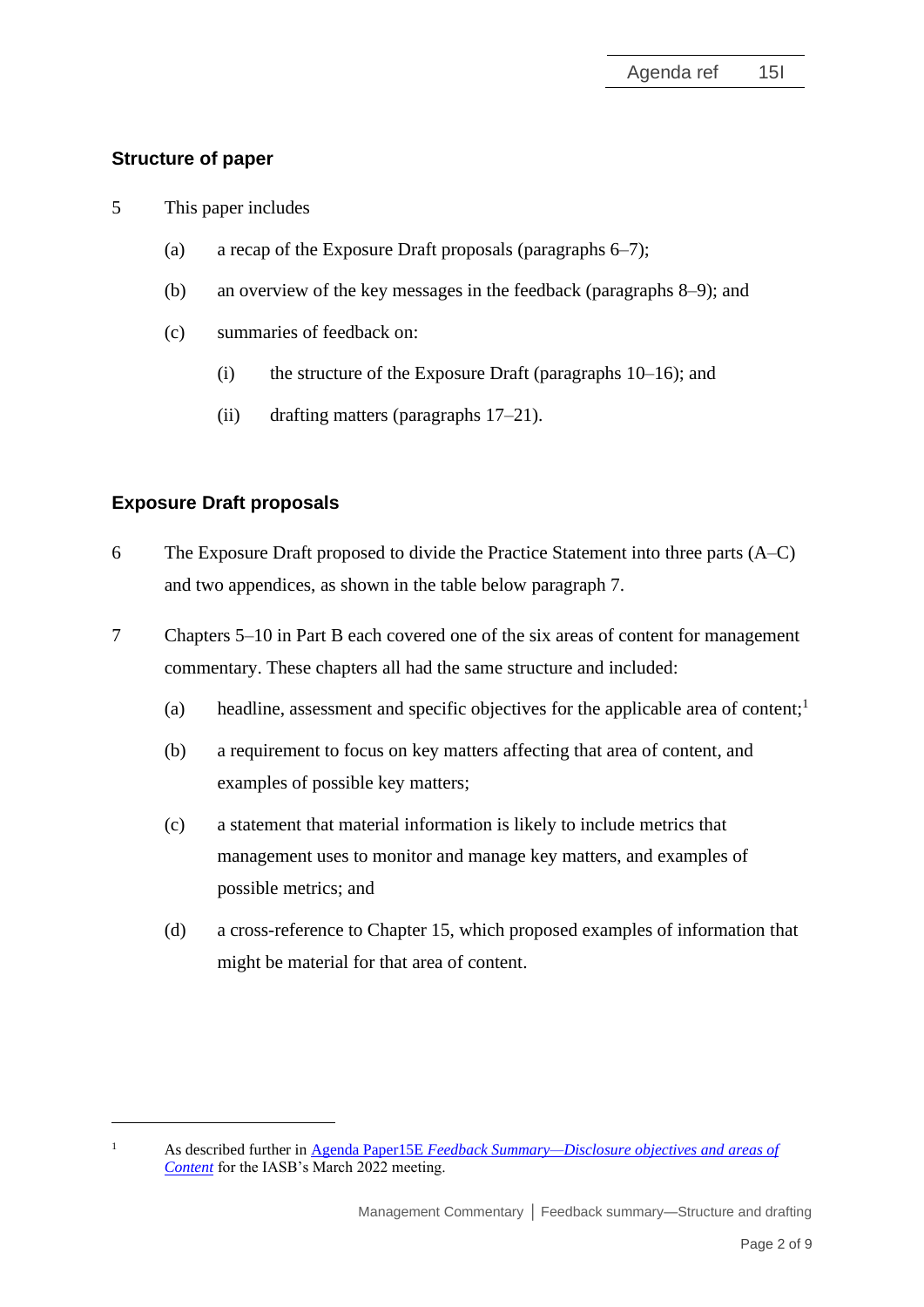## Structure of paper

5 This paper includes

(a) a recap of the Exposure Draft proposals (paragraphs 6–7);

(b) an overview of the key messages in the feedback (paragraphs 8–9); and

(c) summaries of feedback on:

(i) the structure of the Exposure Draft (paragraphs 10–16); and

(ii) drafting matters (paragraphs 17–21).

## Exposure Draft proposals

6 The Exposure Draft proposed to divide the Practice Statement into three parts (A–C) and two appendices, as shown in the table below paragraph 7.

7 Chapters 5–10 in Part B each covered one of the six areas of content for management commentary. These chapters all had the same structure and included:

(a) headline, assessment and specific objectives for the applicable area of content;[1]

(b) a requirement to focus on key matters affecting that area of content, and examples of possible key matters;

(c) a statement that material information is likely to include metrics that management uses to monitor and manage key matters, and examples of possible metrics; and

(d) a cross-reference to Chapter 15, which proposed examples of information that might be material for that area of content.

---

[1] As described further in Agenda Paper15E *Feedback Summary—Disclosure objectives and areas of Content* for the IASB's March 2022 meeting.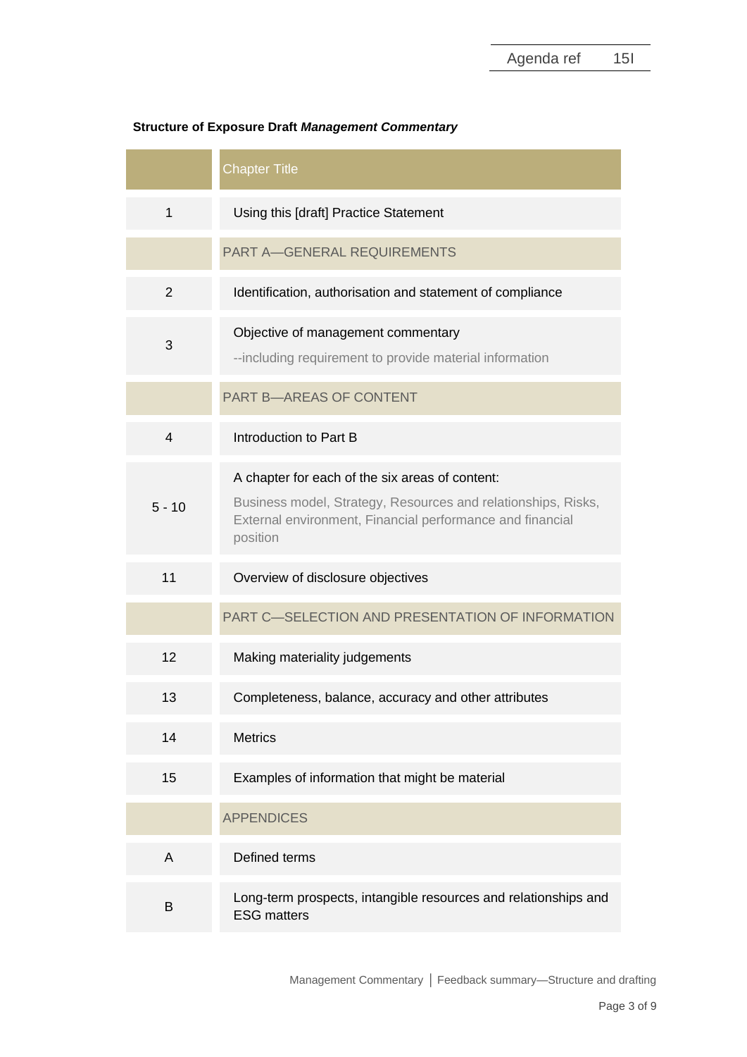**Structure of Exposure Draft *Management Commentary***

| | Chapter Title |
|---|---|
| 1 | Using this [draft] Practice Statement |
| | PART A—GENERAL REQUIREMENTS |
| 2 | Identification, authorisation and statement of compliance |
| 3 | Objective of management commentary<br>--including requirement to provide material information |
| | PART B—AREAS OF CONTENT |
| 4 | Introduction to Part B |
| 5 - 10 | A chapter for each of the six areas of content:<br>Business model, Strategy, Resources and relationships, Risks, External environment, Financial performance and financial position |
| 11 | Overview of disclosure objectives |
| | PART C—SELECTION AND PRESENTATION OF INFORMATION |
| 12 | Making materiality judgements |
| 13 | Completeness, balance, accuracy and other attributes |
| 14 | Metrics |
| 15 | Examples of information that might be material |
| | APPENDICES |
| A | Defined terms |
| B | Long-term prospects, intangible resources and relationships and ESG matters |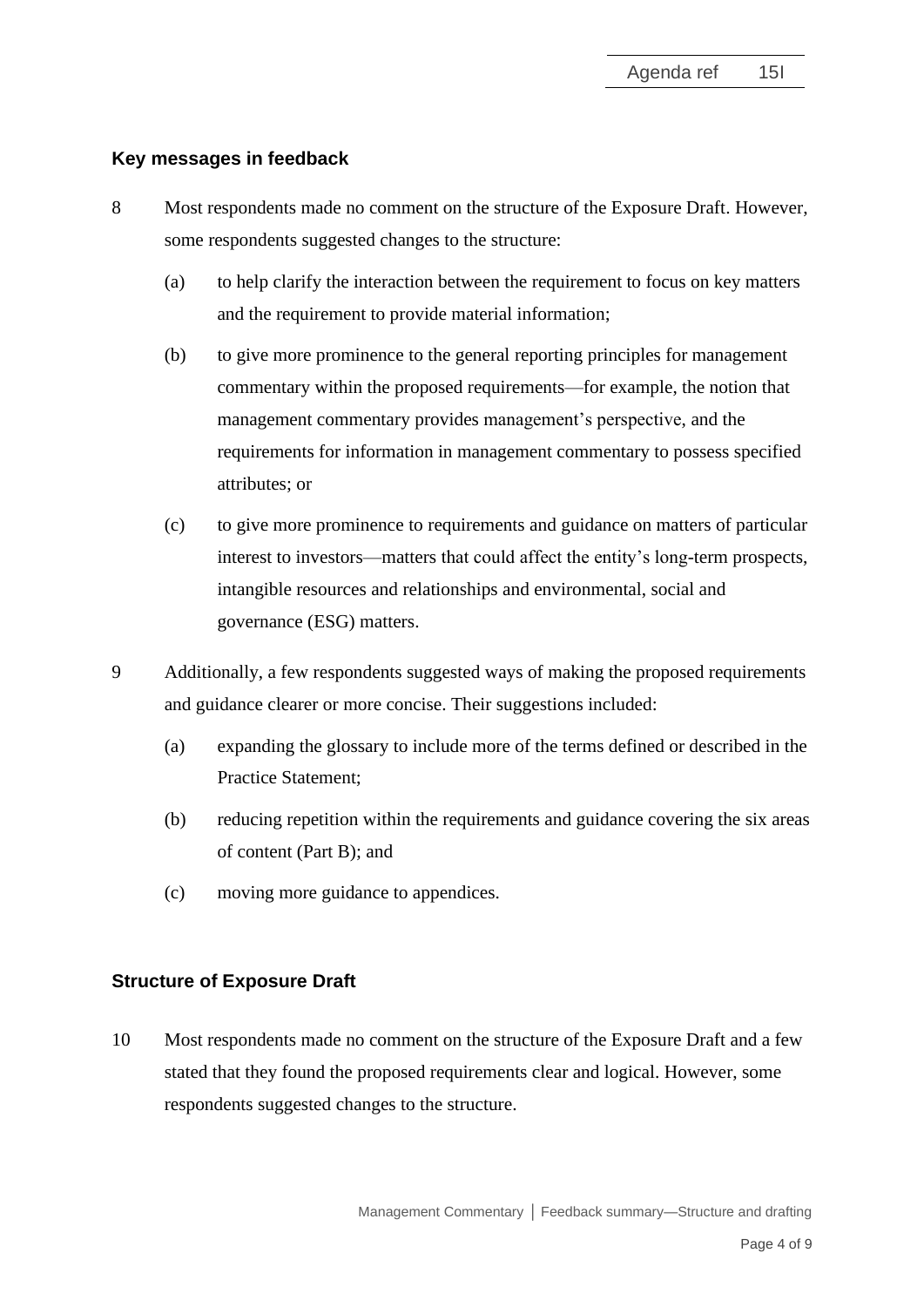### Key messages in feedback

8 Most respondents made no comment on the structure of the Exposure Draft. However, some respondents suggested changes to the structure:

(a) to help clarify the interaction between the requirement to focus on key matters and the requirement to provide material information;

(b) to give more prominence to the general reporting principles for management commentary within the proposed requirements—for example, the notion that management commentary provides management's perspective, and the requirements for information in management commentary to possess specified attributes; or

(c) to give more prominence to requirements and guidance on matters of particular interest to investors—matters that could affect the entity's long-term prospects, intangible resources and relationships and environmental, social and governance (ESG) matters.

9 Additionally, a few respondents suggested ways of making the proposed requirements and guidance clearer or more concise. Their suggestions included:

(a) expanding the glossary to include more of the terms defined or described in the Practice Statement;

(b) reducing repetition within the requirements and guidance covering the six areas of content (Part B); and

(c) moving more guidance to appendices.

### Structure of Exposure Draft

10 Most respondents made no comment on the structure of the Exposure Draft and a few stated that they found the proposed requirements clear and logical. However, some respondents suggested changes to the structure.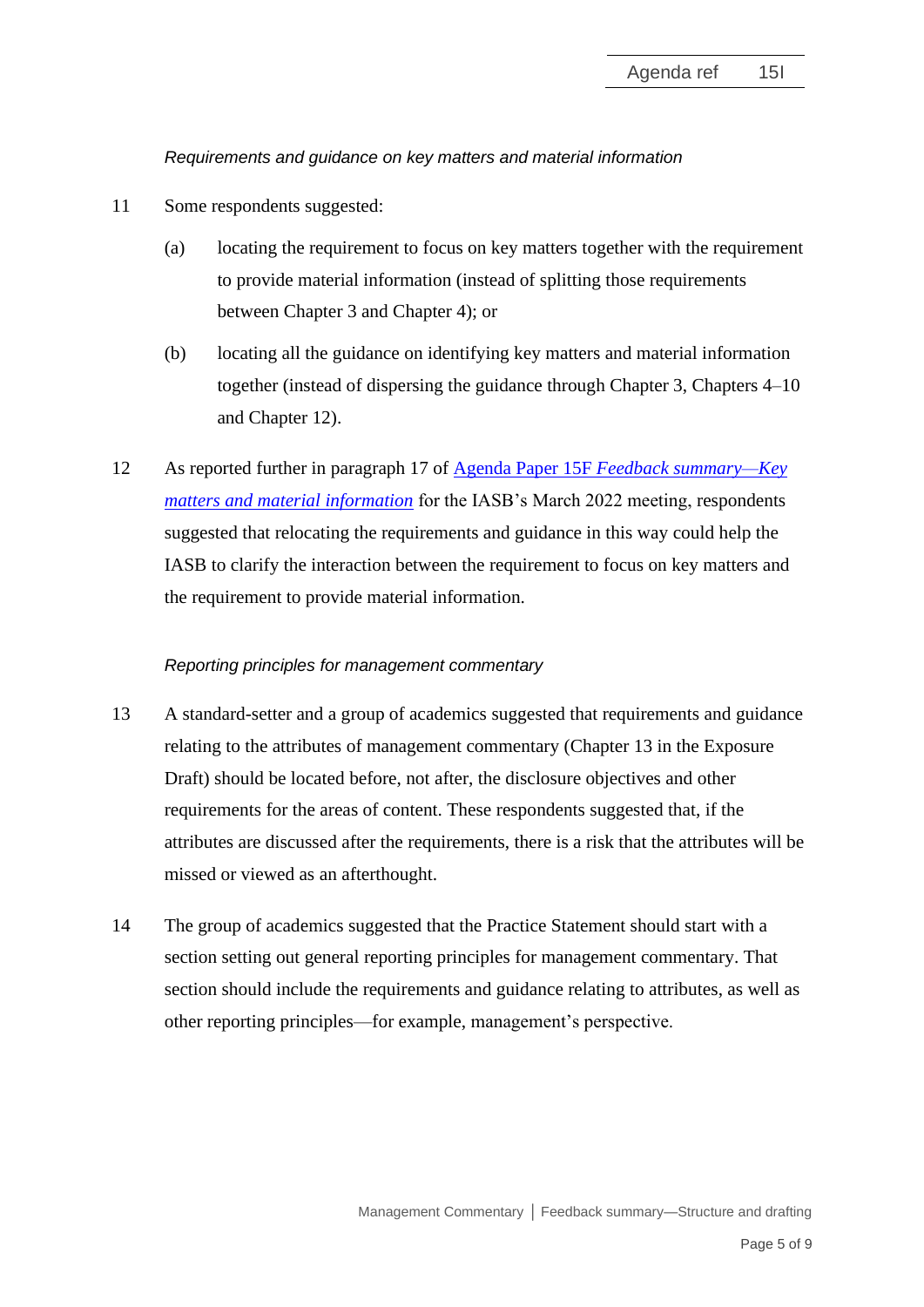*Requirements and guidance on key matters and material information*

11 Some respondents suggested:

(a) locating the requirement to focus on key matters together with the requirement to provide material information (instead of splitting those requirements between Chapter 3 and Chapter 4); or

(b) locating all the guidance on identifying key matters and material information together (instead of dispersing the guidance through Chapter 3, Chapters 4–10 and Chapter 12).

12 As reported further in paragraph 17 of Agenda Paper 15F *Feedback summary—Key matters and material information* for the IASB's March 2022 meeting, respondents suggested that relocating the requirements and guidance in this way could help the IASB to clarify the interaction between the requirement to focus on key matters and the requirement to provide material information.

*Reporting principles for management commentary*

13 A standard-setter and a group of academics suggested that requirements and guidance relating to the attributes of management commentary (Chapter 13 in the Exposure Draft) should be located before, not after, the disclosure objectives and other requirements for the areas of content. These respondents suggested that, if the attributes are discussed after the requirements, there is a risk that the attributes will be missed or viewed as an afterthought.

14 The group of academics suggested that the Practice Statement should start with a section setting out general reporting principles for management commentary. That section should include the requirements and guidance relating to attributes, as well as other reporting principles—for example, management's perspective.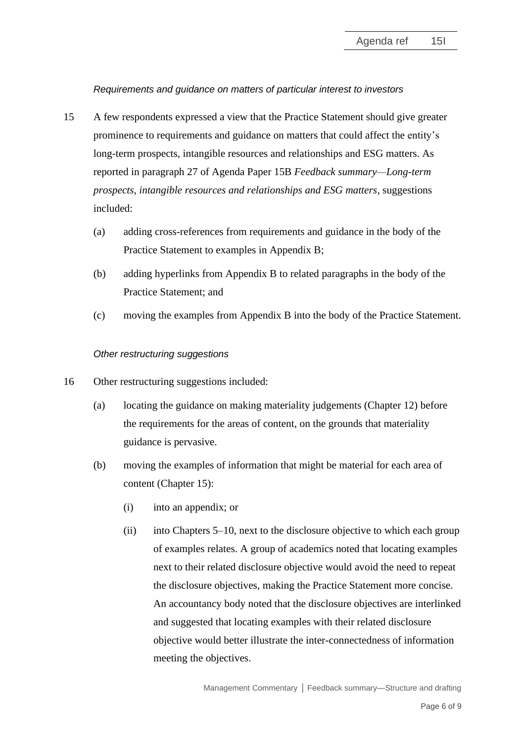*Requirements and guidance on matters of particular interest to investors*

15 A few respondents expressed a view that the Practice Statement should give greater prominence to requirements and guidance on matters that could affect the entity's long-term prospects, intangible resources and relationships and ESG matters. As reported in paragraph 27 of Agenda Paper 15B *Feedback summary—Long-term prospects, intangible resources and relationships and ESG matters*, suggestions included:

   (a) adding cross-references from requirements and guidance in the body of the Practice Statement to examples in Appendix B;

   (b) adding hyperlinks from Appendix B to related paragraphs in the body of the Practice Statement; and

   (c) moving the examples from Appendix B into the body of the Practice Statement.

*Other restructuring suggestions*

16 Other restructuring suggestions included:

   (a) locating the guidance on making materiality judgements (Chapter 12) before the requirements for the areas of content, on the grounds that materiality guidance is pervasive.

   (b) moving the examples of information that might be material for each area of content (Chapter 15):

      (i) into an appendix; or

      (ii) into Chapters 5–10, next to the disclosure objective to which each group of examples relates. A group of academics noted that locating examples next to their related disclosure objective would avoid the need to repeat the disclosure objectives, making the Practice Statement more concise. An accountancy body noted that the disclosure objectives are interlinked and suggested that locating examples with their related disclosure objective would better illustrate the inter-connectedness of information meeting the objectives.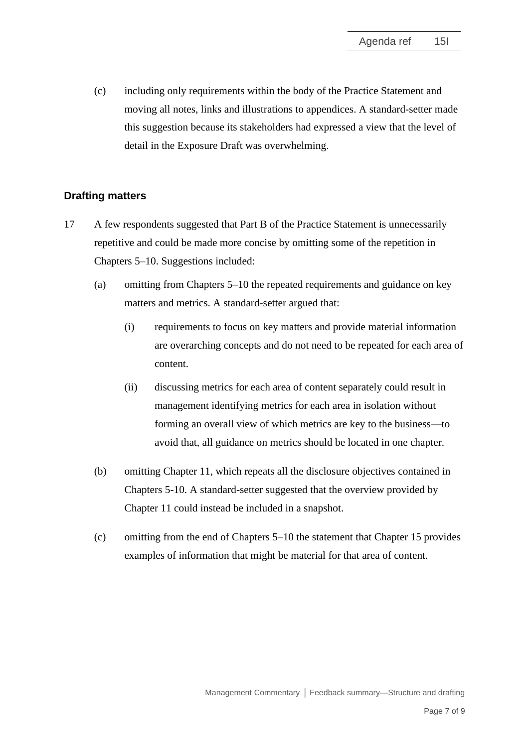(c) including only requirements within the body of the Practice Statement and moving all notes, links and illustrations to appendices. A standard-setter made this suggestion because its stakeholders had expressed a view that the level of detail in the Exposure Draft was overwhelming.

### Drafting matters

17 A few respondents suggested that Part B of the Practice Statement is unnecessarily repetitive and could be made more concise by omitting some of the repetition in Chapters 5–10. Suggestions included:

(a) omitting from Chapters 5–10 the repeated requirements and guidance on key matters and metrics. A standard-setter argued that:

(i) requirements to focus on key matters and provide material information are overarching concepts and do not need to be repeated for each area of content.

(ii) discussing metrics for each area of content separately could result in management identifying metrics for each area in isolation without forming an overall view of which metrics are key to the business—to avoid that, all guidance on metrics should be located in one chapter.

(b) omitting Chapter 11, which repeats all the disclosure objectives contained in Chapters 5-10. A standard-setter suggested that the overview provided by Chapter 11 could instead be included in a snapshot.

(c) omitting from the end of Chapters 5–10 the statement that Chapter 15 provides examples of information that might be material for that area of content.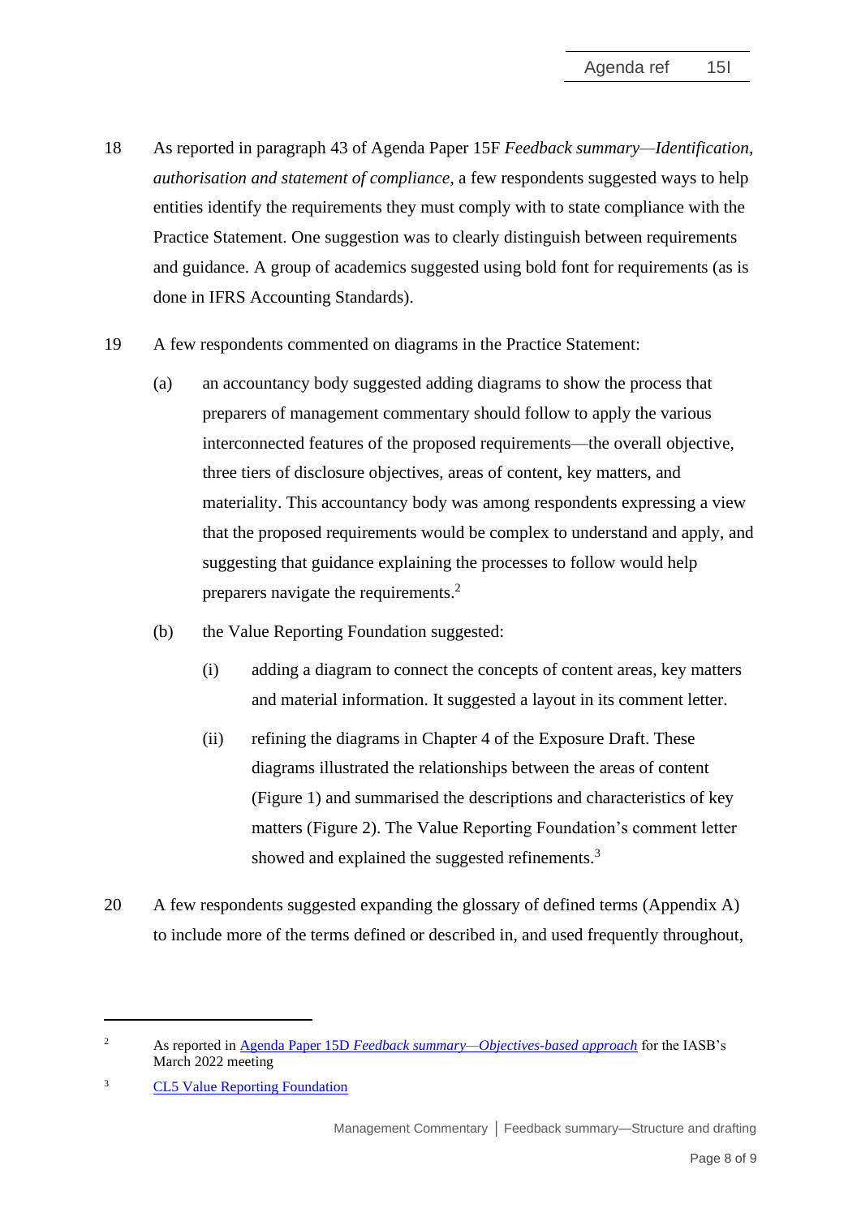18 As reported in paragraph 43 of Agenda Paper 15F *Feedback summary—Identification, authorisation and statement of compliance*, a few respondents suggested ways to help entities identify the requirements they must comply with to state compliance with the Practice Statement. One suggestion was to clearly distinguish between requirements and guidance. A group of academics suggested using bold font for requirements (as is done in IFRS Accounting Standards).

19 A few respondents commented on diagrams in the Practice Statement:

(a) an accountancy body suggested adding diagrams to show the process that preparers of management commentary should follow to apply the various interconnected features of the proposed requirements—the overall objective, three tiers of disclosure objectives, areas of content, key matters, and materiality. This accountancy body was among respondents expressing a view that the proposed requirements would be complex to understand and apply, and suggesting that guidance explaining the processes to follow would help preparers navigate the requirements.[2]

(b) the Value Reporting Foundation suggested:

(i) adding a diagram to connect the concepts of content areas, key matters and material information. It suggested a layout in its comment letter.

(ii) refining the diagrams in Chapter 4 of the Exposure Draft. These diagrams illustrated the relationships between the areas of content (Figure 1) and summarised the descriptions and characteristics of key matters (Figure 2). The Value Reporting Foundation's comment letter showed and explained the suggested refinements.[3]

20 A few respondents suggested expanding the glossary of defined terms (Appendix A) to include more of the terms defined or described in, and used frequently throughout,

---

[2] As reported in Agenda Paper 15D *Feedback summary—Objectives-based approach* for the IASB's March 2022 meeting

[3] CL5 Value Reporting Foundation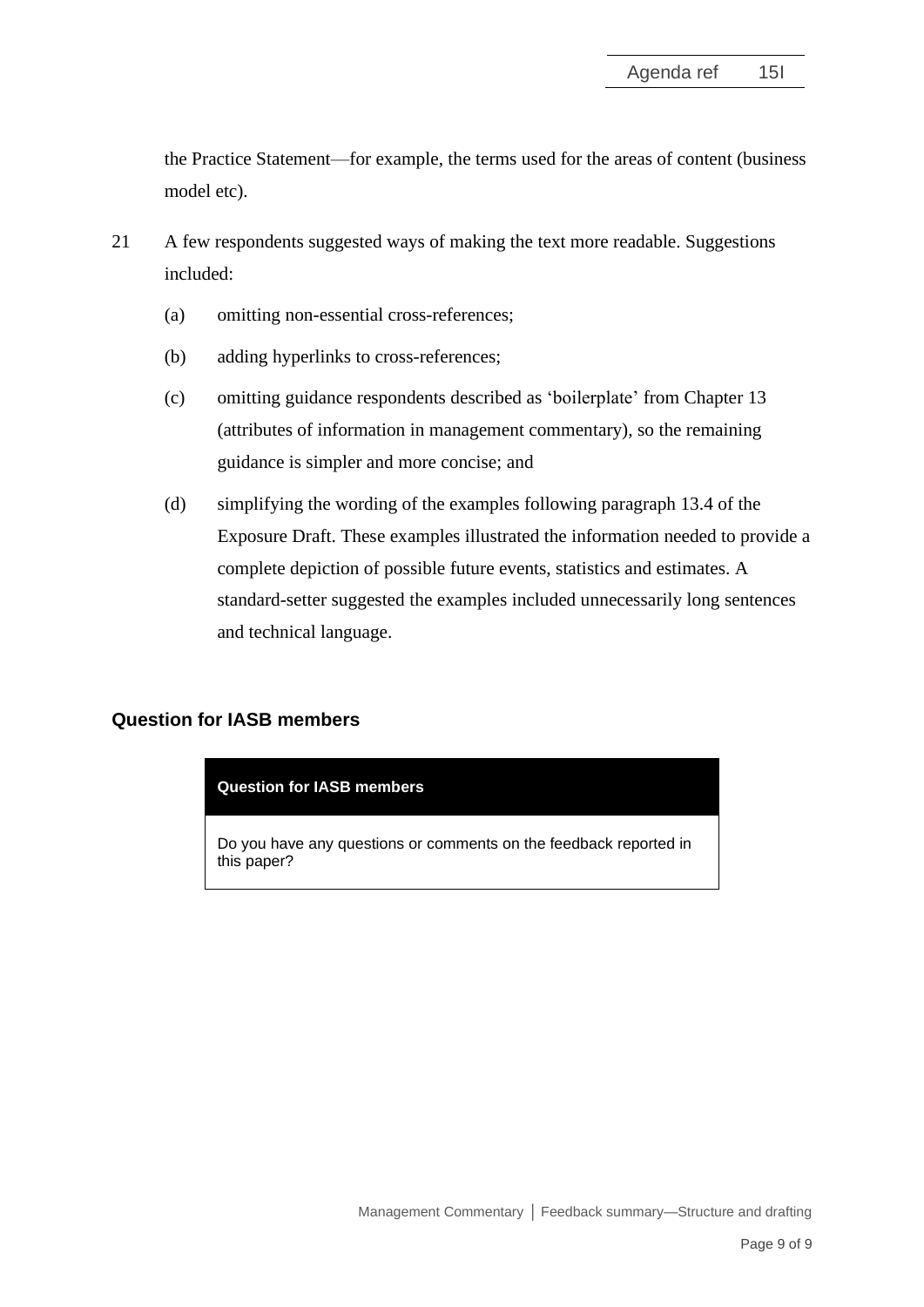the Practice Statement—for example, the terms used for the areas of content (business model etc).

21 A few respondents suggested ways of making the text more readable. Suggestions included:

(a) omitting non-essential cross-references;

(b) adding hyperlinks to cross-references;

(c) omitting guidance respondents described as 'boilerplate' from Chapter 13 (attributes of information in management commentary), so the remaining guidance is simpler and more concise; and

(d) simplifying the wording of the examples following paragraph 13.4 of the Exposure Draft. These examples illustrated the information needed to provide a complete depiction of possible future events, statistics and estimates. A standard-setter suggested the examples included unnecessarily long sentences and technical language.

## Question for IASB members

| Question for IASB members |
| --- |
| Do you have any questions or comments on the feedback reported in this paper? |